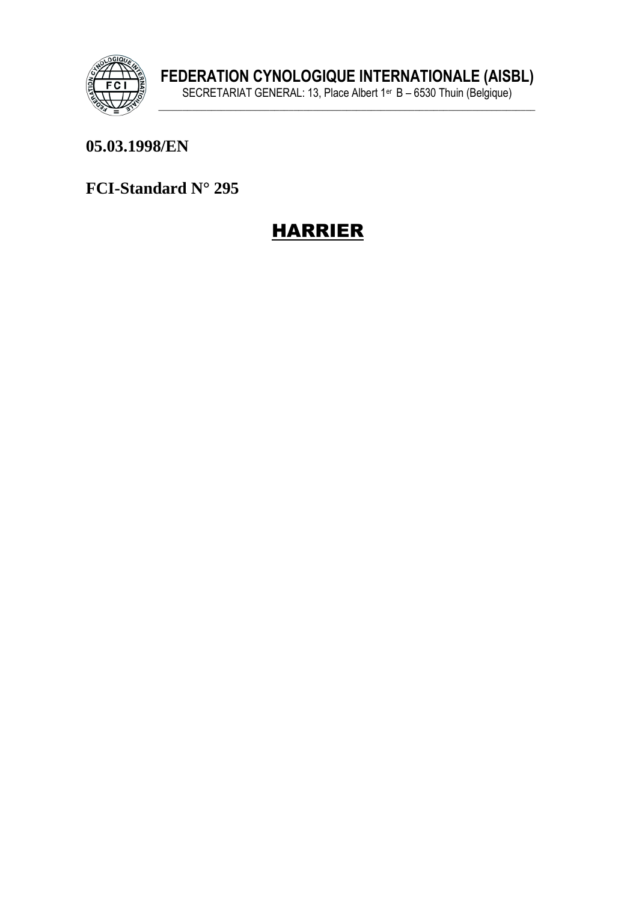**FEDERATION CYNOLOGIQUE INTERNATIONALE (AISBL)**

SECRETARIAT GENERAL: 13, Place Albert 1er B – 6530 Thuin (Belgique)

---

**05.03.1998/EN**

**FCI-Standard N° 295**

# HARRIER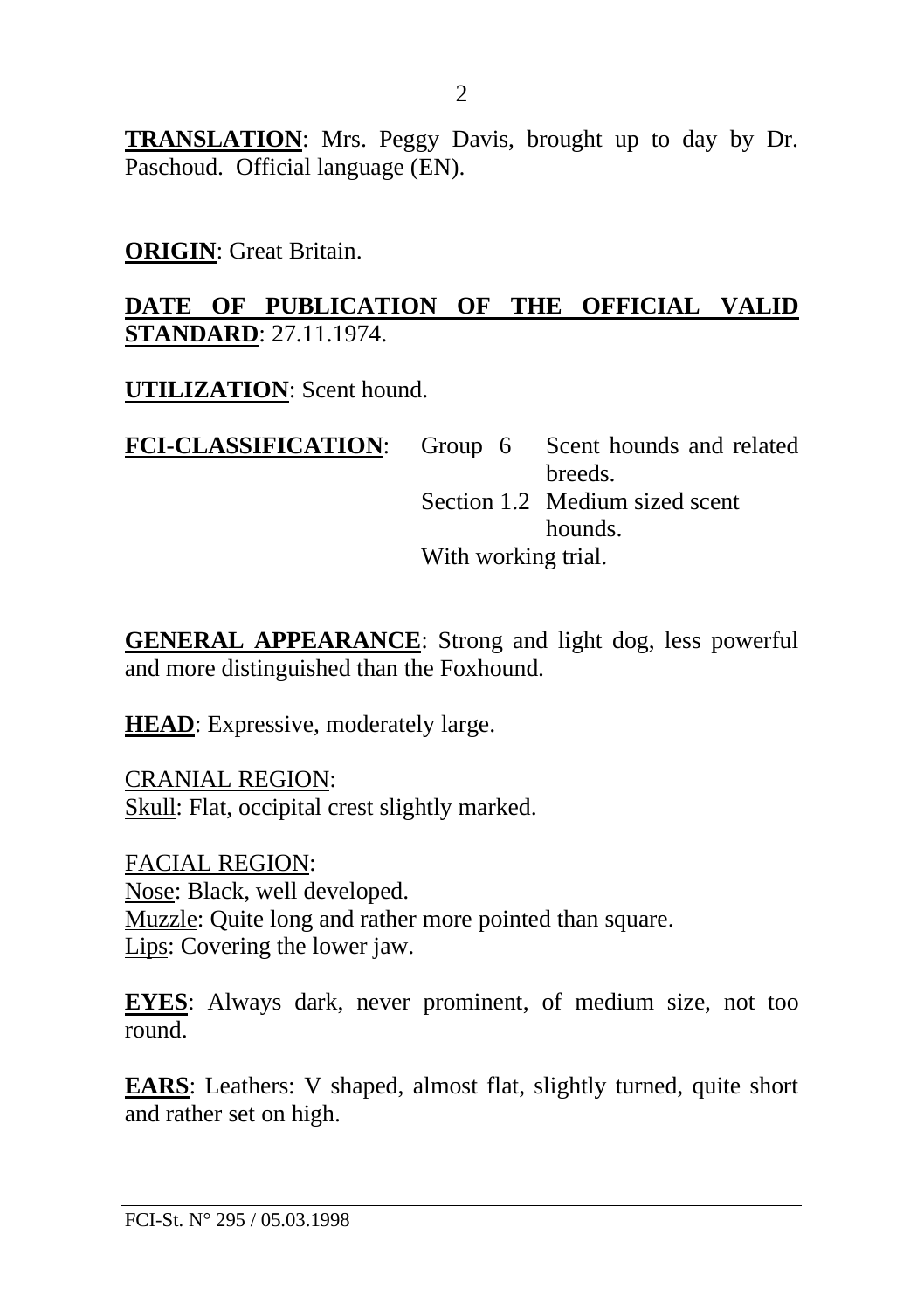**TRANSLATION**: Mrs. Peggy Davis, brought up to day by Dr. Paschoud. Official language (EN).

**ORIGIN**: Great Britain.

**DATE OF PUBLICATION OF THE OFFICIAL VALID STANDARD**: 27.11.1974.

**UTILIZATION**: Scent hound.

**FCI-CLASSIFICATION**: Group 6 Scent hounds and related breeds.
Section 1.2 Medium sized scent hounds.
With working trial.

**GENERAL APPEARANCE**: Strong and light dog, less powerful and more distinguished than the Foxhound.

**HEAD**: Expressive, moderately large.

CRANIAL REGION:
Skull: Flat, occipital crest slightly marked.

FACIAL REGION:
Nose: Black, well developed.
Muzzle: Quite long and rather more pointed than square.
Lips: Covering the lower jaw.

**EYES**: Always dark, never prominent, of medium size, not too round.

**EARS**: Leathers: V shaped, almost flat, slightly turned, quite short and rather set on high.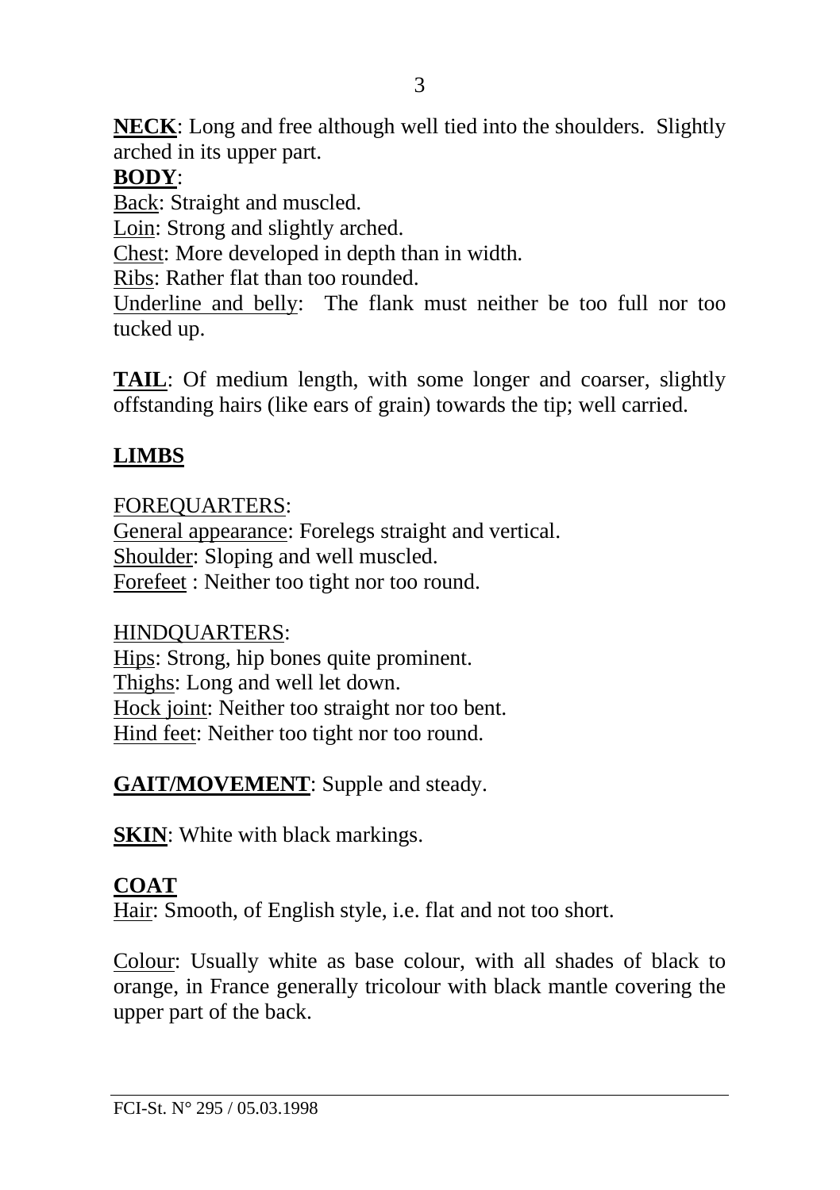**NECK**: Long and free although well tied into the shoulders. Slightly arched in its upper part.

**BODY**:

Back: Straight and muscled.

Loin: Strong and slightly arched.

Chest: More developed in depth than in width.

Ribs: Rather flat than too rounded.

Underline and belly: The flank must neither be too full nor too tucked up.

**TAIL**: Of medium length, with some longer and coarser, slightly offstanding hairs (like ears of grain) towards the tip; well carried.

**LIMBS**

FOREQUARTERS:

General appearance: Forelegs straight and vertical.

Shoulder: Sloping and well muscled.

Forefeet : Neither too tight nor too round.

HINDQUARTERS:

Hips: Strong, hip bones quite prominent.

Thighs: Long and well let down.

Hock joint: Neither too straight nor too bent.

Hind feet: Neither too tight nor too round.

**GAIT/MOVEMENT**: Supple and steady.

**SKIN**: White with black markings.

**COAT**

Hair: Smooth, of English style, i.e. flat and not too short.

Colour: Usually white as base colour, with all shades of black to orange, in France generally tricolour with black mantle covering the upper part of the back.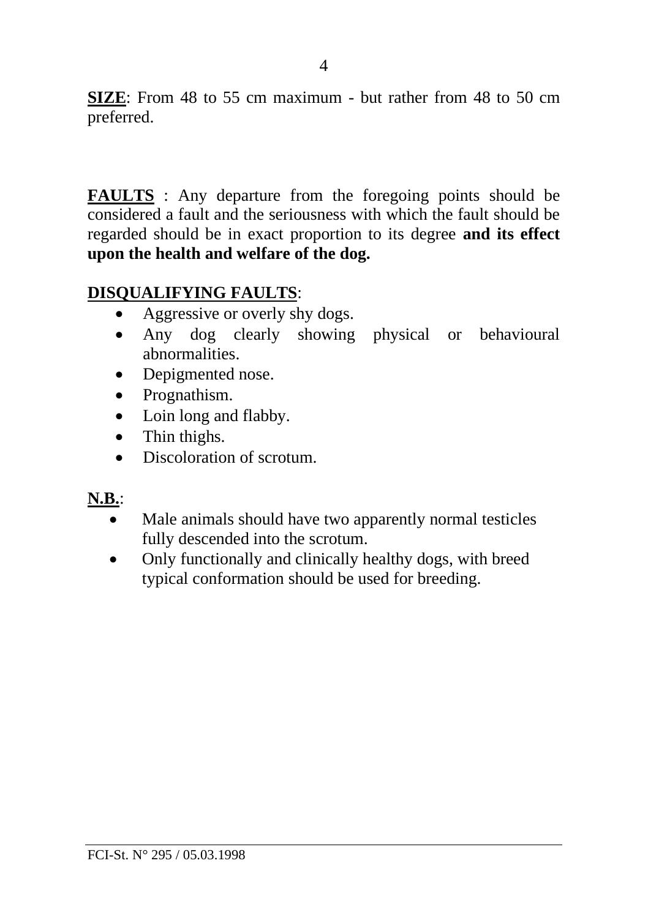**SIZE**: From 48 to 55 cm maximum - but rather from 48 to 50 cm preferred.

**FAULTS** : Any departure from the foregoing points should be considered a fault and the seriousness with which the fault should be regarded should be in exact proportion to its degree **and its effect upon the health and welfare of the dog.**

**DISQUALIFYING FAULTS**:

- Aggressive or overly shy dogs.
- Any dog clearly showing physical or behavioural abnormalities.
- Depigmented nose.
- Prognathism.
- Loin long and flabby.
- Thin thighs.
- Discoloration of scrotum.

**N.B.**:

- Male animals should have two apparently normal testicles fully descended into the scrotum.
- Only functionally and clinically healthy dogs, with breed typical conformation should be used for breeding.

FCI-St. N° 295 / 05.03.1998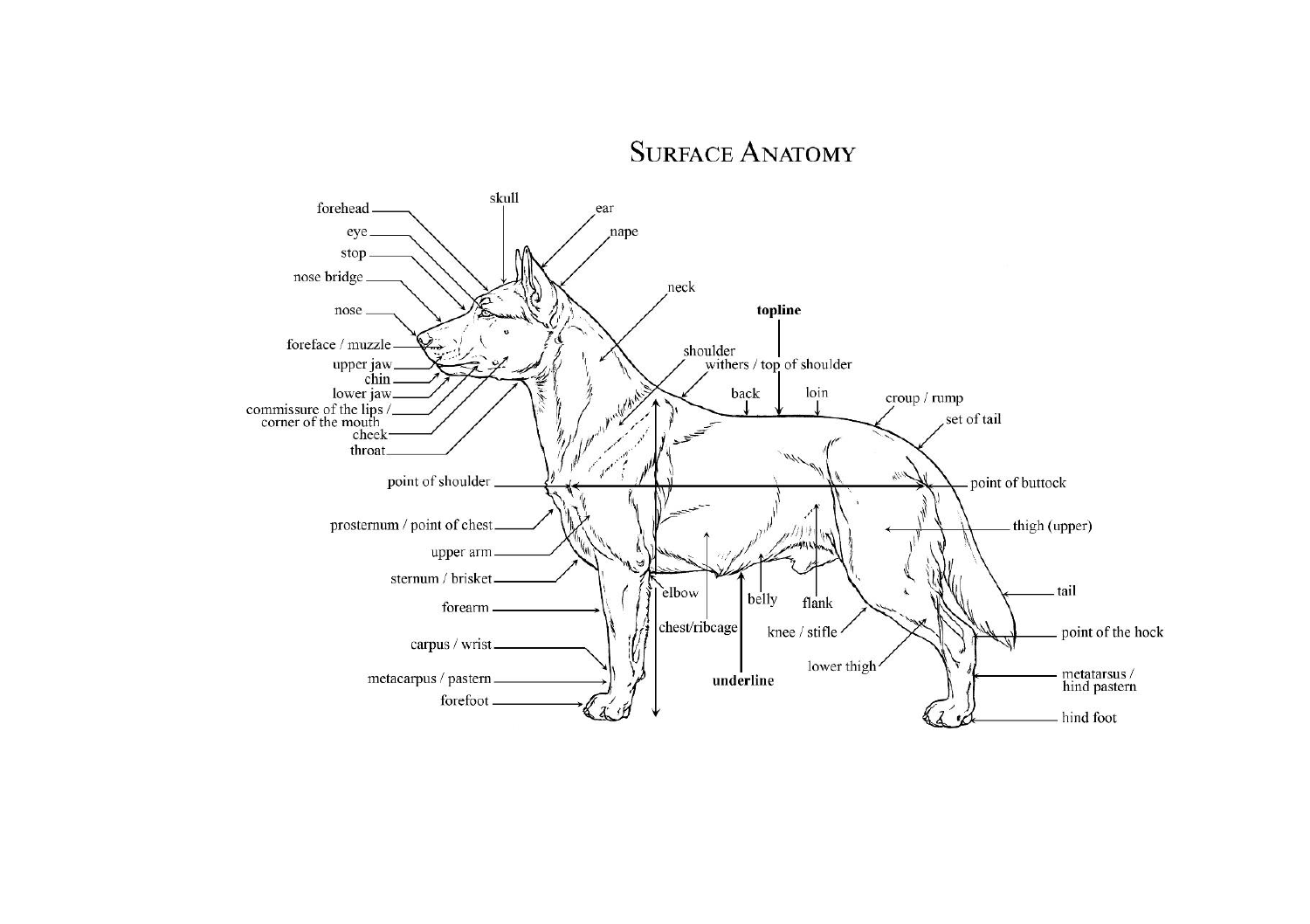# Surface Anatomy

forehead
eye
stop
nose bridge
nose
foreface / muzzle
upper jaw
chin
lower jaw
commissure of the lips / corner of the mouth
cheek
throat
skull
ear
nape
neck
topline
shoulder
withers / top of shoulder
back
loin
croup / rump
set of tail
point of shoulder
point of buttock
prosternum / point of chest
thigh (upper)
upper arm
sternum / brisket
elbow
belly
flank
tail
forearm
chest/ribcage
knee / stifle
point of the hock
carpus / wrist
lower thigh
metacarpus / pastern
underline
metatarsus / hind pastern
forefoot
hind foot